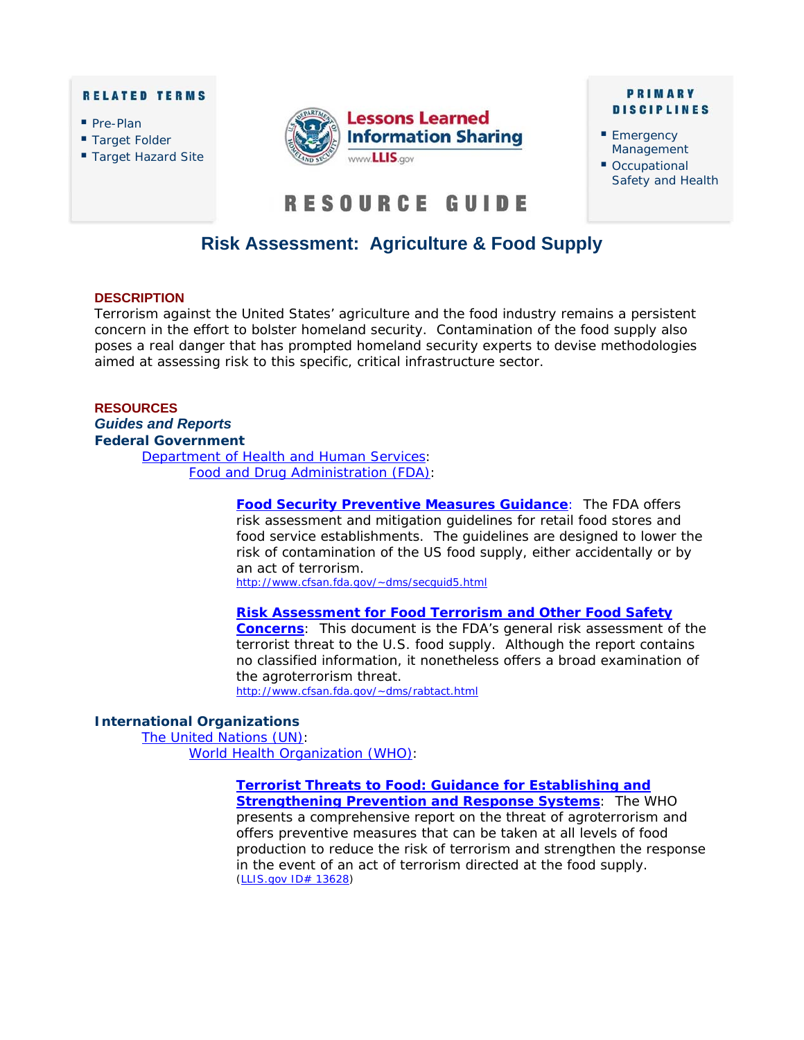**RELATED TERMS**

- Pre-Plan
- Target Folder
- Target Hazard Site

Lessons Learned Information Sharing
www.LLIS.gov

**RESOURCE GUIDE**

**PRIMARY DISCIPLINES**

- Emergency Management
- Occupational Safety and Health

# Risk Assessment: Agriculture & Food Supply

## DESCRIPTION

Terrorism against the United States' agriculture and the food industry remains a persistent concern in the effort to bolster homeland security. Contamination of the food supply also poses a real danger that has prompted homeland security experts to devise methodologies aimed at assessing risk to this specific, critical infrastructure sector.

## RESOURCES

### *Guides and Reports*

**Federal Government**

Department of Health and Human Services:

Food and Drug Administration (FDA):

**Food Security Preventive Measures Guidance**: The FDA offers risk assessment and mitigation guidelines for retail food stores and food service establishments. The guidelines are designed to lower the risk of contamination of the US food supply, either accidentally or by an act of terrorism.
http://www.cfsan.fda.gov/~dms/secguid5.html

**Risk Assessment for Food Terrorism and Other Food Safety Concerns**: This document is the FDA's general risk assessment of the terrorist threat to the U.S. food supply. Although the report contains no classified information, it nonetheless offers a broad examination of the agroterrorism threat.
http://www.cfsan.fda.gov/~dms/rabtact.html

**International Organizations**

The United Nations (UN):

World Health Organization (WHO):

**Terrorist Threats to Food: Guidance for Establishing and Strengthening Prevention and Response Systems**: The WHO presents a comprehensive report on the threat of agroterrorism and offers preventive measures that can be taken at all levels of food production to reduce the risk of terrorism and strengthen the response in the event of an act of terrorism directed at the food supply.
(LLIS.gov ID# 13628)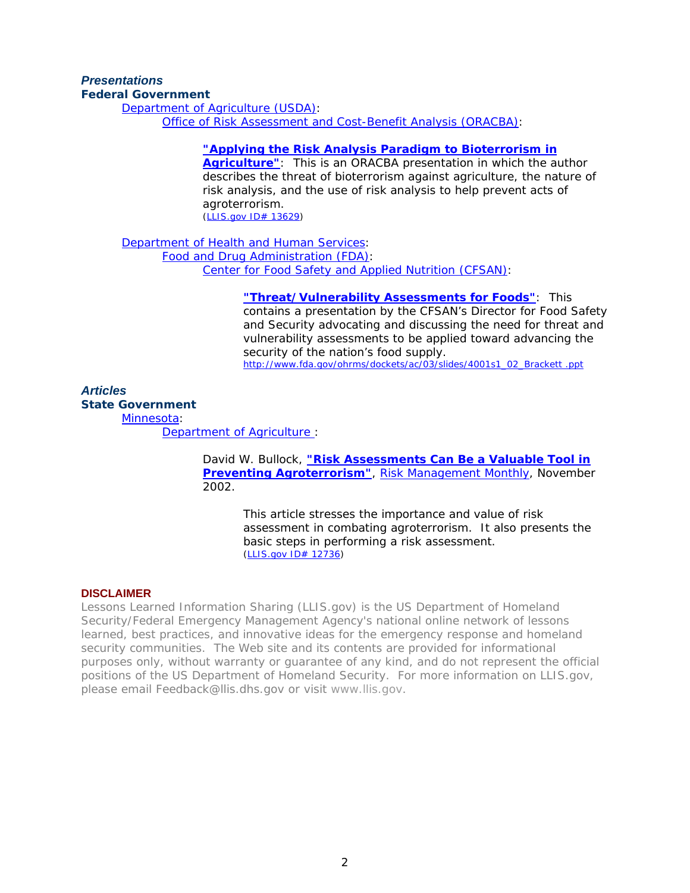***Presentations***

**Federal Government**

Department of Agriculture (USDA):

Office of Risk Assessment and Cost-Benefit Analysis (ORACBA):

**"Applying the Risk Analysis Paradigm to Bioterrorism in Agriculture"**: This is an ORACBA presentation in which the author describes the threat of bioterrorism against agriculture, the nature of risk analysis, and the use of risk analysis to help prevent acts of agroterrorism.
(LLIS.gov ID# 13629)

Department of Health and Human Services:

Food and Drug Administration (FDA):

Center for Food Safety and Applied Nutrition (CFSAN):

**"Threat/Vulnerability Assessments for Foods"**: This contains a presentation by the CFSAN's Director for Food Safety and Security advocating and discussing the need for threat and vulnerability assessments to be applied toward advancing the security of the nation's food supply.
http://www.fda.gov/ohrms/dockets/ac/03/slides/4001s1_02_Brackett .ppt

***Articles***

**State Government**

Minnesota:

Department of Agriculture :

David W. Bullock, **"Risk Assessments Can Be a Valuable Tool in Preventing Agroterrorism"**, Risk Management Monthly, November 2002.

This article stresses the importance and value of risk assessment in combating agroterrorism. It also presents the basic steps in performing a risk assessment.
(LLIS.gov ID# 12736)

**DISCLAIMER**

Lessons Learned Information Sharing (LLIS.gov) is the US Department of Homeland Security/Federal Emergency Management Agency's national online network of lessons learned, best practices, and innovative ideas for the emergency response and homeland security communities. The Web site and its contents are provided for informational purposes only, without warranty or guarantee of any kind, and do not represent the official positions of the US Department of Homeland Security. For more information on LLIS.gov, please email Feedback@llis.dhs.gov or visit www.llis.gov.